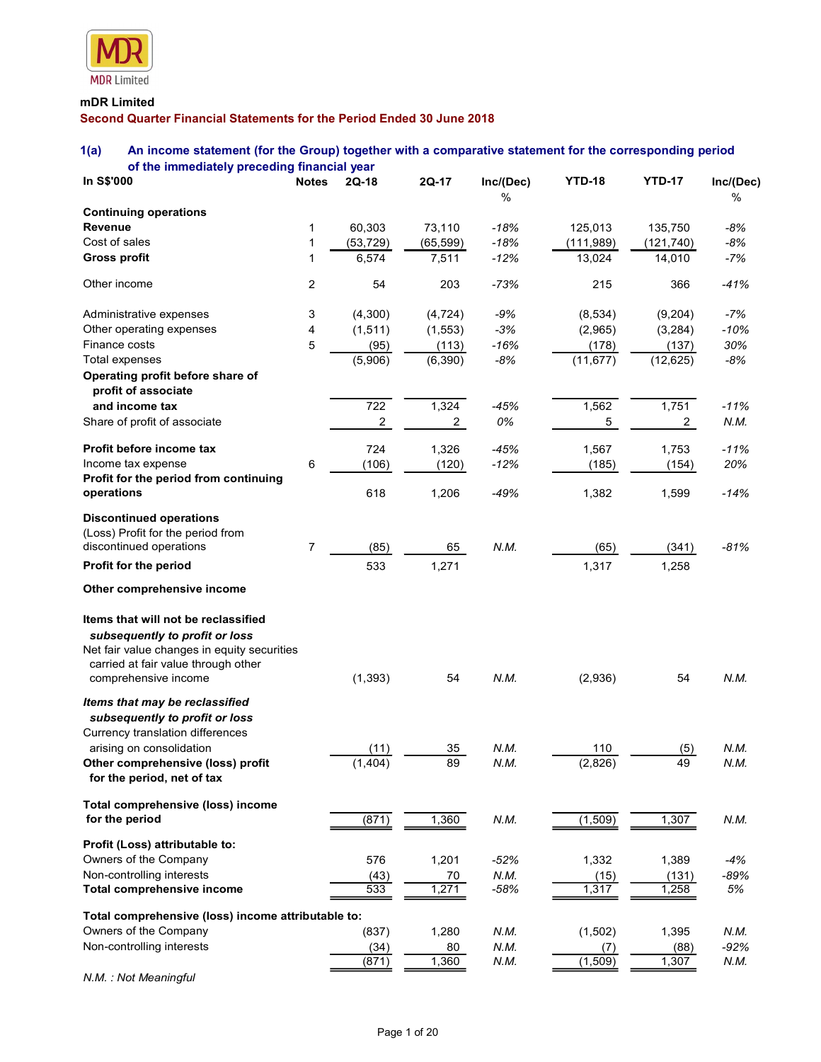MDR Limited

**mDR Limited**

**Second Quarter Financial Statements for the Period Ended 30 June 2018**

### 1(a) An income statement (for the Group) together with a comparative statement for the corresponding period of the immediately preceding financial year

| In S$'000 | Notes | 2Q-18 | 2Q-17 | Inc/(Dec) % | YTD-18 | YTD-17 | Inc/(Dec) % |
|---|---|---|---|---|---|---|---|
| **Continuing operations** | | | | | | | |
| **Revenue** | 1 | 60,303 | 73,110 | *-18%* | 125,013 | 135,750 | *-8%* |
| Cost of sales | 1 | (53,729) | (65,599) | *-18%* | (111,989) | (121,740) | *-8%* |
| **Gross profit** | 1 | 6,574 | 7,511 | *-12%* | 13,024 | 14,010 | *-7%* |
| Other income | 2 | 54 | 203 | *-73%* | 215 | 366 | *-41%* |
| Administrative expenses | 3 | (4,300) | (4,724) | *-9%* | (8,534) | (9,204) | *-7%* |
| Other operating expenses | 4 | (1,511) | (1,553) | *-3%* | (2,965) | (3,284) | *-10%* |
| Finance costs | 5 | (95) | (113) | *-16%* | (178) | (137) | *30%* |
| Total expenses | | (5,906) | (6,390) | *-8%* | (11,677) | (12,625) | *-8%* |
| **Operating profit before share of profit of associate and income tax** | | 722 | 1,324 | *-45%* | 1,562 | 1,751 | *-11%* |
| Share of profit of associate | | 2 | 2 | *0%* | 5 | 2 | *N.M.* |
| **Profit before income tax** | | 724 | 1,326 | *-45%* | 1,567 | 1,753 | *-11%* |
| Income tax expense | 6 | (106) | (120) | *-12%* | (185) | (154) | *20%* |
| **Profit for the period from continuing operations** | | 618 | 1,206 | *-49%* | 1,382 | 1,599 | *-14%* |
| **Discontinued operations** | | | | | | | |
| (Loss) Profit for the period from discontinued operations | 7 | (85) | 65 | *N.M.* | (65) | (341) | *-81%* |
| **Profit for the period** | | 533 | 1,271 | | 1,317 | 1,258 | |
| **Other comprehensive income** | | | | | | | |
| **Items that will not be reclassified *subsequently to profit or loss*** | | | | | | | |
| Net fair value changes in equity securities carried at fair value through other comprehensive income | | (1,393) | 54 | *N.M.* | (2,936) | 54 | *N.M.* |
| ***Items that may be reclassified subsequently to profit or loss*** | | | | | | | |
| Currency translation differences arising on consolidation | | (11) | 35 | *N.M.* | 110 | (5) | *N.M.* |
| **Other comprehensive (loss) profit for the period, net of tax** | | (1,404) | 89 | *N.M.* | (2,826) | 49 | *N.M.* |
| **Total comprehensive (loss) income for the period** | | (871) | 1,360 | *N.M.* | (1,509) | 1,307 | *N.M.* |
| **Profit (Loss) attributable to:** | | | | | | | |
| Owners of the Company | | 576 | 1,201 | *-52%* | 1,332 | 1,389 | *-4%* |
| Non-controlling interests | | (43) | 70 | *N.M.* | (15) | (131) | *-89%* |
| **Total comprehensive income** | | 533 | 1,271 | *-58%* | 1,317 | 1,258 | *5%* |
| **Total comprehensive (loss) income attributable to:** | | | | | | | |
| Owners of the Company | | (837) | 1,280 | *N.M.* | (1,502) | 1,395 | *N.M.* |
| Non-controlling interests | | (34) | 80 | *N.M.* | (7) | (88) | *-92%* |
| | | (871) | 1,360 | *N.M.* | (1,509) | 1,307 | *N.M.* |

*N.M. : Not Meaningful*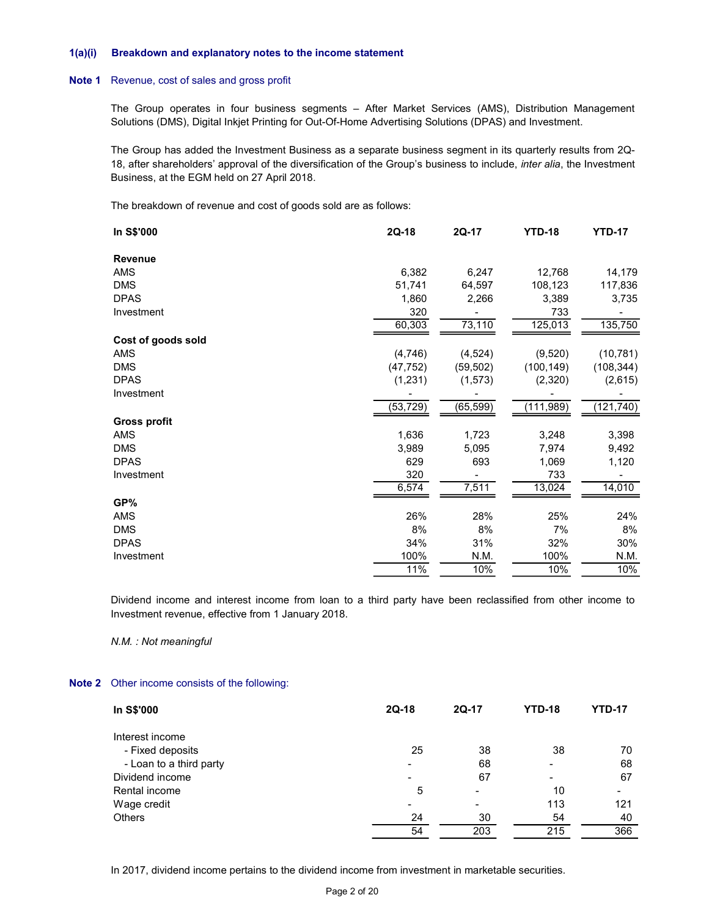### 1(a)(i) Breakdown and explanatory notes to the income statement

**Note 1** Revenue, cost of sales and gross profit

The Group operates in four business segments – After Market Services (AMS), Distribution Management Solutions (DMS), Digital Inkjet Printing for Out-Of-Home Advertising Solutions (DPAS) and Investment.

The Group has added the Investment Business as a separate business segment in its quarterly results from 2Q-18, after shareholders' approval of the diversification of the Group's business to include, *inter alia*, the Investment Business, at the EGM held on 27 April 2018.

The breakdown of revenue and cost of goods sold are as follows:

| In S$'000 | 2Q-18 | 2Q-17 | YTD-18 | YTD-17 |
|---|---|---|---|---|
| **Revenue** | | | | |
| AMS | 6,382 | 6,247 | 12,768 | 14,179 |
| DMS | 51,741 | 64,597 | 108,123 | 117,836 |
| DPAS | 1,860 | 2,266 | 3,389 | 3,735 |
| Investment | 320 | - | 733 | - |
| | 60,303 | 73,110 | 125,013 | 135,750 |
| **Cost of goods sold** | | | | |
| AMS | (4,746) | (4,524) | (9,520) | (10,781) |
| DMS | (47,752) | (59,502) | (100,149) | (108,344) |
| DPAS | (1,231) | (1,573) | (2,320) | (2,615) |
| Investment | - | - | - | - |
| | (53,729) | (65,599) | (111,989) | (121,740) |
| **Gross profit** | | | | |
| AMS | 1,636 | 1,723 | 3,248 | 3,398 |
| DMS | 3,989 | 5,095 | 7,974 | 9,492 |
| DPAS | 629 | 693 | 1,069 | 1,120 |
| Investment | 320 | - | 733 | - |
| | 6,574 | 7,511 | 13,024 | 14,010 |
| **GP%** | | | | |
| AMS | 26% | 28% | 25% | 24% |
| DMS | 8% | 8% | 7% | 8% |
| DPAS | 34% | 31% | 32% | 30% |
| Investment | 100% | N.M. | 100% | N.M. |
| | 11% | 10% | 10% | 10% |

Dividend income and interest income from loan to a third party have been reclassified from other income to Investment revenue, effective from 1 January 2018.

*N.M. : Not meaningful*

**Note 2** Other income consists of the following:

| In S$'000 | 2Q-18 | 2Q-17 | YTD-18 | YTD-17 |
|---|---|---|---|---|
| Interest income | | | | |
| - Fixed deposits | 25 | 38 | 38 | 70 |
| - Loan to a third party | - | 68 | - | 68 |
| Dividend income | - | 67 | - | 67 |
| Rental income | 5 | - | 10 | - |
| Wage credit | - | - | 113 | 121 |
| Others | 24 | 30 | 54 | 40 |
| | 54 | 203 | 215 | 366 |

In 2017, dividend income pertains to the dividend income from investment in marketable securities.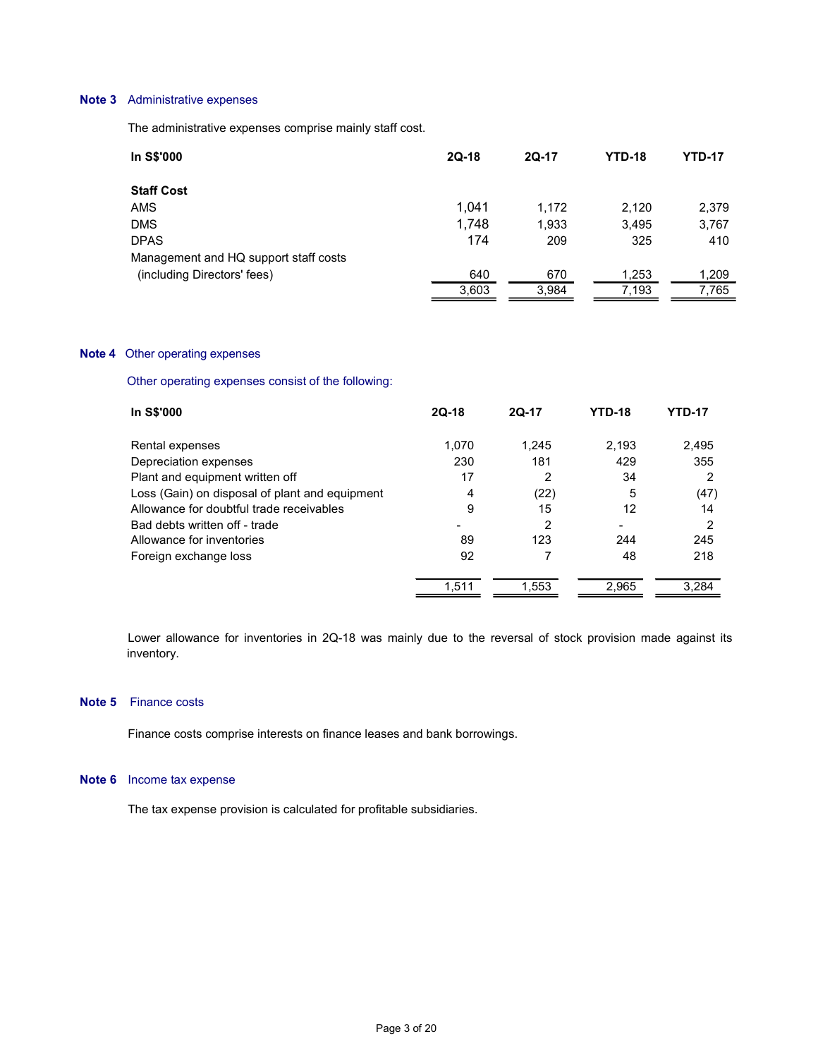**Note 3** Administrative expenses

The administrative expenses comprise mainly staff cost.

| In S$'000 | 2Q-18 | 2Q-17 | YTD-18 | YTD-17 |
|---|---|---|---|---|
| **Staff Cost** | | | | |
| AMS | 1,041 | 1,172 | 2,120 | 2,379 |
| DMS | 1,748 | 1,933 | 3,495 | 3,767 |
| DPAS | 174 | 209 | 325 | 410 |
| Management and HQ support staff costs (including Directors' fees) | 640 | 670 | 1,253 | 1,209 |
| | 3,603 | 3,984 | 7,193 | 7,765 |

**Note 4** Other operating expenses

Other operating expenses consist of the following:

| In S$'000 | 2Q-18 | 2Q-17 | YTD-18 | YTD-17 |
|---|---|---|---|---|
| Rental expenses | 1,070 | 1,245 | 2,193 | 2,495 |
| Depreciation expenses | 230 | 181 | 429 | 355 |
| Plant and equipment written off | 17 | 2 | 34 | 2 |
| Loss (Gain) on disposal of plant and equipment | 4 | (22) | 5 | (47) |
| Allowance for doubtful trade receivables | 9 | 15 | 12 | 14 |
| Bad debts written off - trade | - | 2 | - | 2 |
| Allowance for inventories | 89 | 123 | 244 | 245 |
| Foreign exchange loss | 92 | 7 | 48 | 218 |
| | 1,511 | 1,553 | 2,965 | 3,284 |

Lower allowance for inventories in 2Q-18 was mainly due to the reversal of stock provision made against its inventory.

**Note 5** Finance costs

Finance costs comprise interests on finance leases and bank borrowings.

**Note 6** Income tax expense

The tax expense provision is calculated for profitable subsidiaries.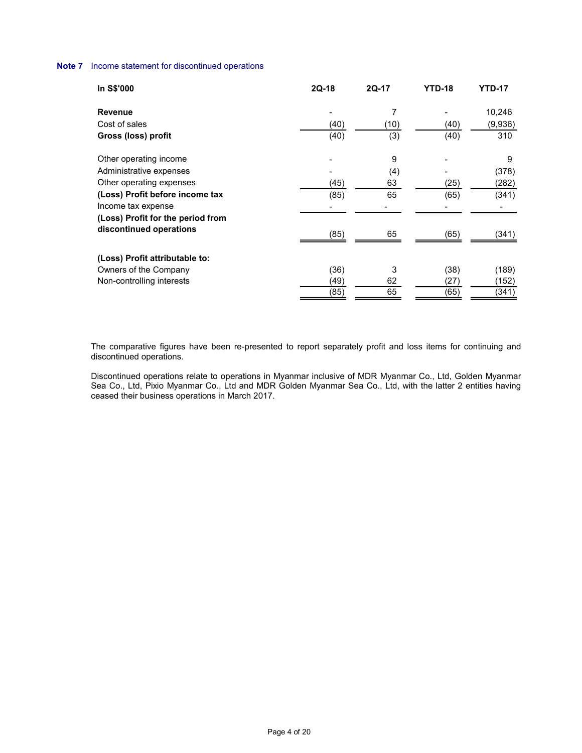**Note 7** Income statement for discontinued operations

| In S$'000 | 2Q-18 | 2Q-17 | YTD-18 | YTD-17 |
|---|---|---|---|---|
| **Revenue** | - | 7 | - | 10,246 |
| Cost of sales | (40) | (10) | (40) | (9,936) |
| **Gross (loss) profit** | (40) | (3) | (40) | 310 |
| | | | | |
| Other operating income | - | 9 | - | 9 |
| Administrative expenses | - | (4) | - | (378) |
| Other operating expenses | (45) | 63 | (25) | (282) |
| **(Loss) Profit before income tax** | (85) | 65 | (65) | (341) |
| Income tax expense | - | - | - | - |
| **(Loss) Profit for the period from discontinued operations** | (85) | 65 | (65) | (341) |
| | | | | |
| **(Loss) Profit attributable to:** | | | | |
| Owners of the Company | (36) | 3 | (38) | (189) |
| Non-controlling interests | (49) | 62 | (27) | (152) |
| | (85) | 65 | (65) | (341) |

The comparative figures have been re-presented to report separately profit and loss items for continuing and discontinued operations.

Discontinued operations relate to operations in Myanmar inclusive of MDR Myanmar Co., Ltd, Golden Myanmar Sea Co., Ltd, Pixio Myanmar Co., Ltd and MDR Golden Myanmar Sea Co., Ltd, with the latter 2 entities having ceased their business operations in March 2017.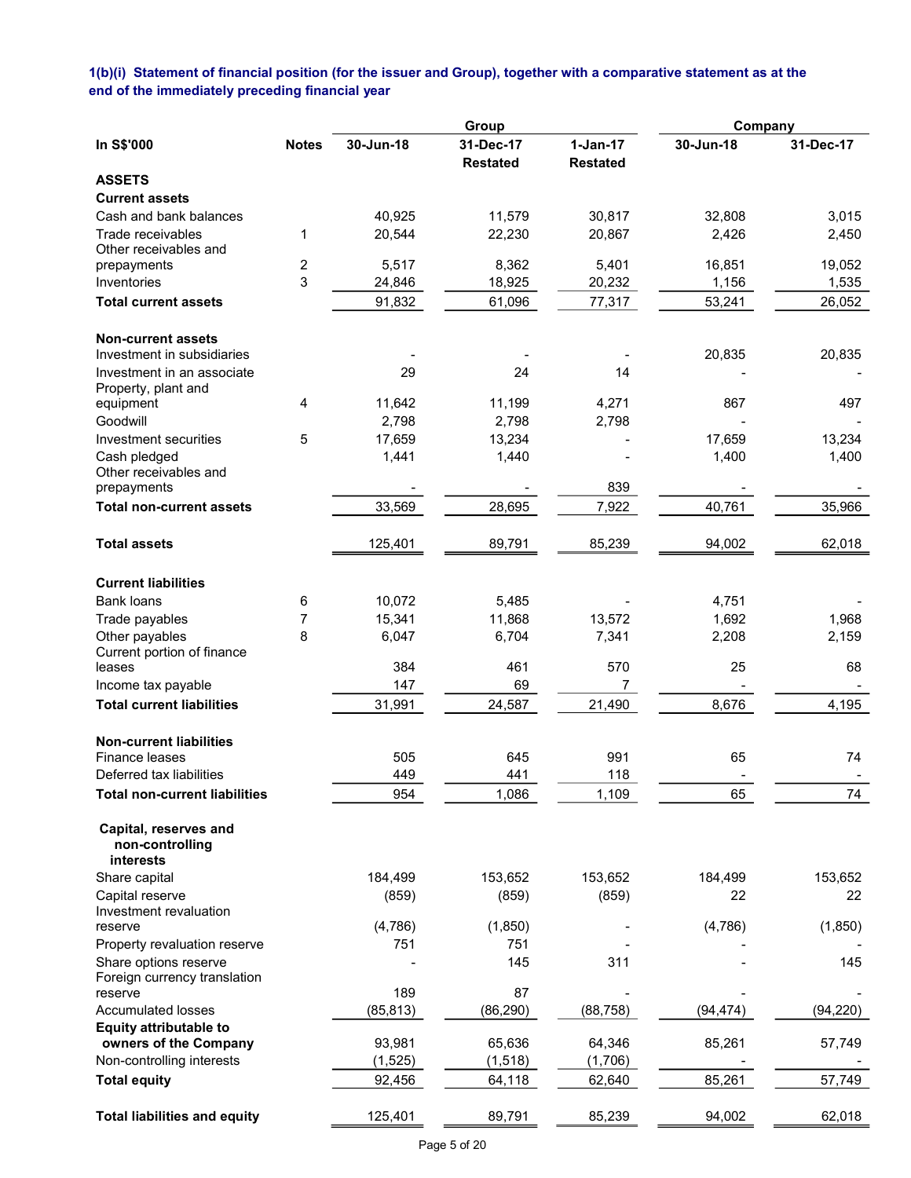**1(b)(i) Statement of financial position (for the issuer and Group), together with a comparative statement as at the end of the immediately preceding financial year**

| In S$'000 | Notes | Group | | | Company | |
|---|---|---|---|---|---|---|
| | | 30-Jun-18 | 31-Dec-17 Restated | 1-Jan-17 Restated | 30-Jun-18 | 31-Dec-17 |
| **ASSETS** | | | | | | |
| **Current assets** | | | | | | |
| Cash and bank balances | | 40,925 | 11,579 | 30,817 | 32,808 | 3,015 |
| Trade receivables | 1 | 20,544 | 22,230 | 20,867 | 2,426 | 2,450 |
| Other receivables and prepayments | 2 | 5,517 | 8,362 | 5,401 | 16,851 | 19,052 |
| Inventories | 3 | 24,846 | 18,925 | 20,232 | 1,156 | 1,535 |
| **Total current assets** | | 91,832 | 61,096 | 77,317 | 53,241 | 26,052 |
| | | | | | | |
| **Non-current assets** | | | | | | |
| Investment in subsidiaries | | - | - | - | 20,835 | 20,835 |
| Investment in an associate | | 29 | 24 | 14 | - | - |
| Property, plant and equipment | 4 | 11,642 | 11,199 | 4,271 | 867 | 497 |
| Goodwill | | 2,798 | 2,798 | 2,798 | - | - |
| Investment securities | 5 | 17,659 | 13,234 | - | 17,659 | 13,234 |
| Cash pledged | | 1,441 | 1,440 | - | 1,400 | 1,400 |
| Other receivables and prepayments | | - | - | 839 | - | - |
| **Total non-current assets** | | 33,569 | 28,695 | 7,922 | 40,761 | 35,966 |
| | | | | | | |
| **Total assets** | | 125,401 | 89,791 | 85,239 | 94,002 | 62,018 |
| | | | | | | |
| **Current liabilities** | | | | | | |
| Bank loans | 6 | 10,072 | 5,485 | - | 4,751 | - |
| Trade payables | 7 | 15,341 | 11,868 | 13,572 | 1,692 | 1,968 |
| Other payables | 8 | 6,047 | 6,704 | 7,341 | 2,208 | 2,159 |
| Current portion of finance leases | | 384 | 461 | 570 | 25 | 68 |
| Income tax payable | | 147 | 69 | 7 | - | - |
| **Total current liabilities** | | 31,991 | 24,587 | 21,490 | 8,676 | 4,195 |
| | | | | | | |
| **Non-current liabilities** | | | | | | |
| Finance leases | | 505 | 645 | 991 | 65 | 74 |
| Deferred tax liabilities | | 449 | 441 | 118 | - | - |
| **Total non-current liabilities** | | 954 | 1,086 | 1,109 | 65 | 74 |
| | | | | | | |
| **Capital, reserves and non-controlling interests** | | | | | | |
| Share capital | | 184,499 | 153,652 | 153,652 | 184,499 | 153,652 |
| Capital reserve | | (859) | (859) | (859) | 22 | 22 |
| Investment revaluation reserve | | (4,786) | (1,850) | - | (4,786) | (1,850) |
| Property revaluation reserve | | 751 | 751 | - | - | - |
| Share options reserve | | - | 145 | 311 | - | 145 |
| Foreign currency translation reserve | | 189 | 87 | - | - | - |
| Accumulated losses | | (85,813) | (86,290) | (88,758) | (94,474) | (94,220) |
| **Equity attributable to owners of the Company** | | 93,981 | 65,636 | 64,346 | 85,261 | 57,749 |
| Non-controlling interests | | (1,525) | (1,518) | (1,706) | - | - |
| **Total equity** | | 92,456 | 64,118 | 62,640 | 85,261 | 57,749 |
| | | | | | | |
| **Total liabilities and equity** | | 125,401 | 89,791 | 85,239 | 94,002 | 62,018 |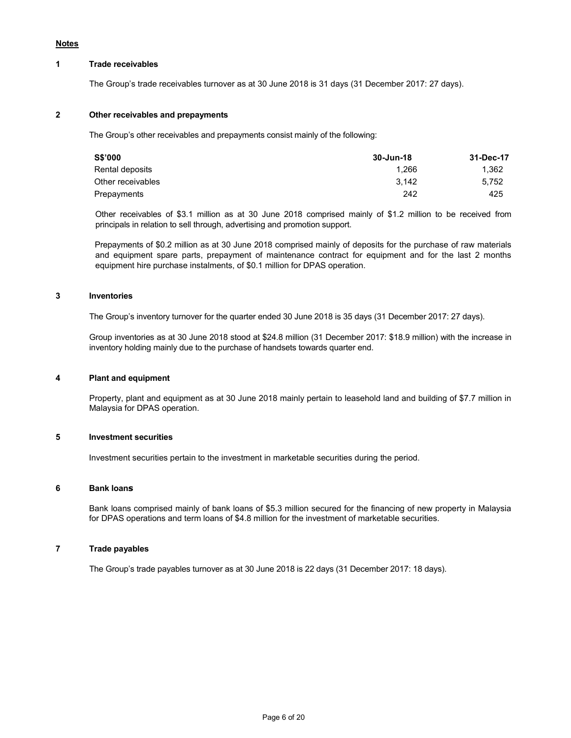**Notes**

**1 Trade receivables**

The Group's trade receivables turnover as at 30 June 2018 is 31 days (31 December 2017: 27 days).

**2 Other receivables and prepayments**

The Group's other receivables and prepayments consist mainly of the following:

| S$'000 | 30-Jun-18 | 31-Dec-17 |
|---|---|---|
| Rental deposits | 1,266 | 1,362 |
| Other receivables | 3,142 | 5,752 |
| Prepayments | 242 | 425 |

Other receivables of $3.1 million as at 30 June 2018 comprised mainly of $1.2 million to be received from principals in relation to sell through, advertising and promotion support.

Prepayments of $0.2 million as at 30 June 2018 comprised mainly of deposits for the purchase of raw materials and equipment spare parts, prepayment of maintenance contract for equipment and for the last 2 months equipment hire purchase instalments, of $0.1 million for DPAS operation.

**3 Inventories**

The Group's inventory turnover for the quarter ended 30 June 2018 is 35 days (31 December 2017: 27 days).

Group inventories as at 30 June 2018 stood at $24.8 million (31 December 2017: $18.9 million) with the increase in inventory holding mainly due to the purchase of handsets towards quarter end.

**4 Plant and equipment**

Property, plant and equipment as at 30 June 2018 mainly pertain to leasehold land and building of $7.7 million in Malaysia for DPAS operation.

**5 Investment securities**

Investment securities pertain to the investment in marketable securities during the period.

**6 Bank loans**

Bank loans comprised mainly of bank loans of $5.3 million secured for the financing of new property in Malaysia for DPAS operations and term loans of $4.8 million for the investment of marketable securities.

**7 Trade payables**

The Group's trade payables turnover as at 30 June 2018 is 22 days (31 December 2017: 18 days).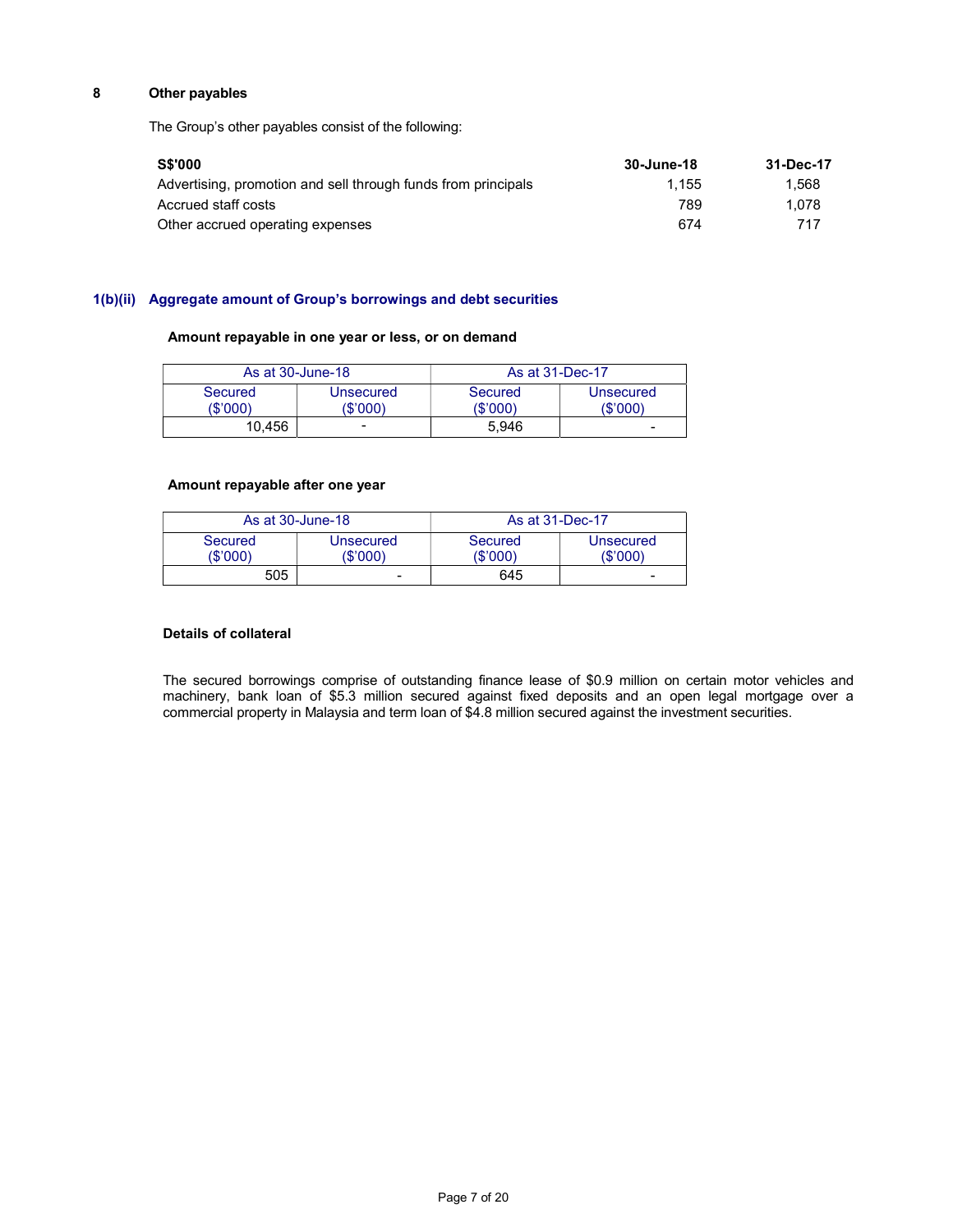## 8 Other payables

The Group's other payables consist of the following:

| S$'000 | 30-June-18 | 31-Dec-17 |
|---|---|---|
| Advertising, promotion and sell through funds from principals | 1,155 | 1,568 |
| Accrued staff costs | 789 | 1,078 |
| Other accrued operating expenses | 674 | 717 |

## 1(b)(ii) Aggregate amount of Group's borrowings and debt securities

**Amount repayable in one year or less, or on demand**

| As at 30-June-18 | | As at 31-Dec-17 | |
|---|---|---|---|
| Secured ($'000) | Unsecured ($'000) | Secured ($'000) | Unsecured ($'000) |
| 10,456 | - | 5,946 | - |

**Amount repayable after one year**

| As at 30-June-18 | | As at 31-Dec-17 | |
|---|---|---|---|
| Secured ($'000) | Unsecured ($'000) | Secured ($'000) | Unsecured ($'000) |
| 505 | - | 645 | - |

**Details of collateral**

The secured borrowings comprise of outstanding finance lease of $0.9 million on certain motor vehicles and machinery, bank loan of $5.3 million secured against fixed deposits and an open legal mortgage over a commercial property in Malaysia and term loan of $4.8 million secured against the investment securities.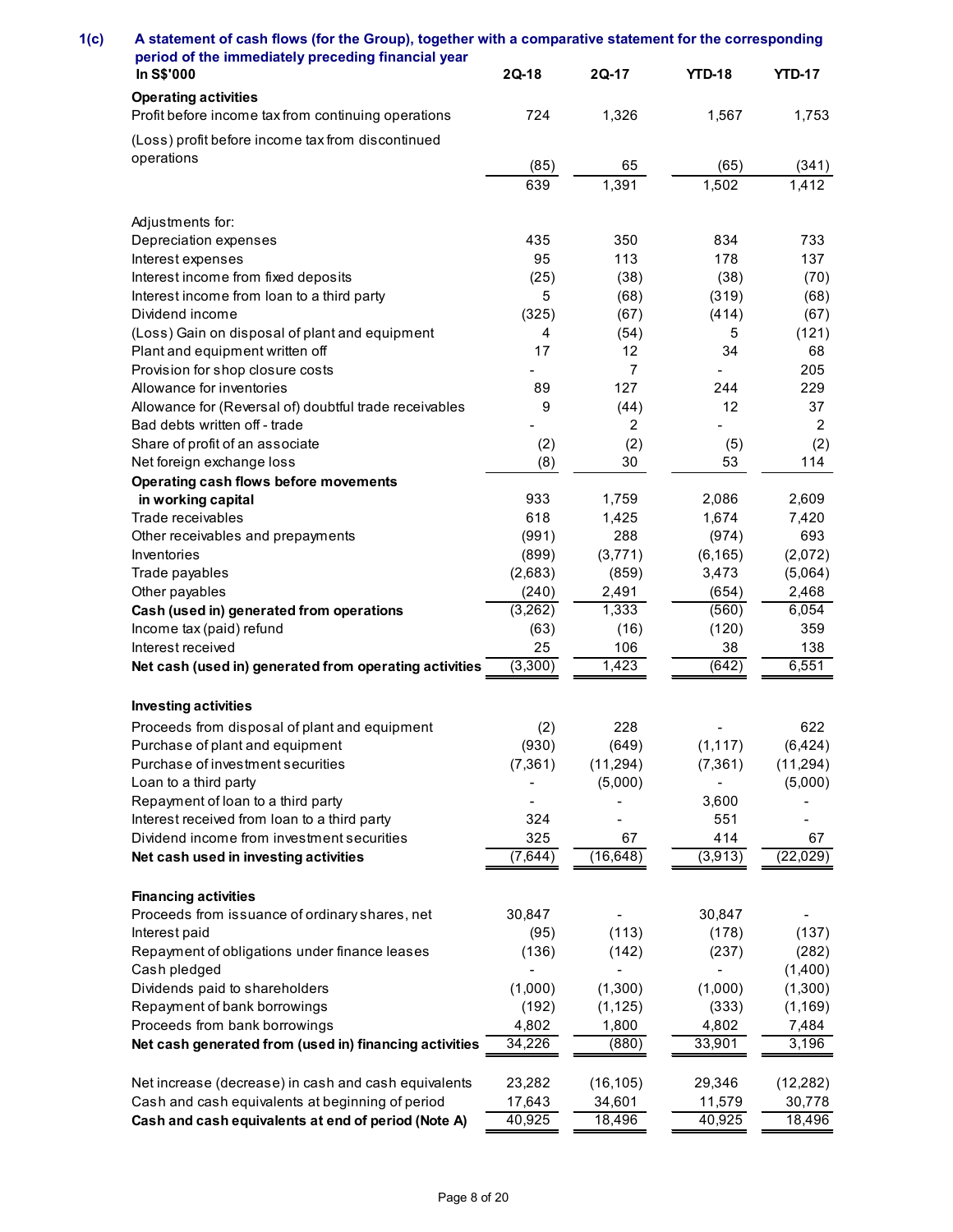**1(c) A statement of cash flows (for the Group), together with a comparative statement for the corresponding period of the immediately preceding financial year**

| In S$'000 | 2Q-18 | 2Q-17 | YTD-18 | YTD-17 |
|---|---|---|---|---|
| **Operating activities** | | | | |
| Profit before income tax from continuing operations | 724 | 1,326 | 1,567 | 1,753 |
| (Loss) profit before income tax from discontinued operations | (85) | 65 | (65) | (341) |
| | 639 | 1,391 | 1,502 | 1,412 |
| Adjustments for: | | | | |
| Depreciation expenses | 435 | 350 | 834 | 733 |
| Interest expenses | 95 | 113 | 178 | 137 |
| Interest income from fixed deposits | (25) | (38) | (38) | (70) |
| Interest income from loan to a third party | 5 | (68) | (319) | (68) |
| Dividend income | (325) | (67) | (414) | (67) |
| (Loss) Gain on disposal of plant and equipment | 4 | (54) | 5 | (121) |
| Plant and equipment written off | 17 | 12 | 34 | 68 |
| Provision for shop closure costs | - | 7 | - | 205 |
| Allowance for inventories | 89 | 127 | 244 | 229 |
| Allowance for (Reversal of) doubtful trade receivables | 9 | (44) | 12 | 37 |
| Bad debts written off - trade | - | 2 | - | 2 |
| Share of profit of an associate | (2) | (2) | (5) | (2) |
| Net foreign exchange loss | (8) | 30 | 53 | 114 |
| **Operating cash flows before movements in working capital** | 933 | 1,759 | 2,086 | 2,609 |
| Trade receivables | 618 | 1,425 | 1,674 | 7,420 |
| Other receivables and prepayments | (991) | 288 | (974) | 693 |
| Inventories | (899) | (3,771) | (6,165) | (2,072) |
| Trade payables | (2,683) | (859) | 3,473 | (5,064) |
| Other payables | (240) | 2,491 | (654) | 2,468 |
| **Cash (used in) generated from operations** | (3,262) | 1,333 | (560) | 6,054 |
| Income tax (paid) refund | (63) | (16) | (120) | 359 |
| Interest received | 25 | 106 | 38 | 138 |
| **Net cash (used in) generated from operating activities** | (3,300) | 1,423 | (642) | 6,551 |
| **Investing activities** | | | | |
| Proceeds from disposal of plant and equipment | (2) | 228 | - | 622 |
| Purchase of plant and equipment | (930) | (649) | (1,117) | (6,424) |
| Purchase of investment securities | (7,361) | (11,294) | (7,361) | (11,294) |
| Loan to a third party | - | (5,000) | - | (5,000) |
| Repayment of loan to a third party | - | - | 3,600 | - |
| Interest received from loan to a third party | 324 | - | 551 | - |
| Dividend income from investment securities | 325 | 67 | 414 | 67 |
| **Net cash used in investing activities** | (7,644) | (16,648) | (3,913) | (22,029) |
| **Financing activities** | | | | |
| Proceeds from issuance of ordinary shares, net | 30,847 | - | 30,847 | - |
| Interest paid | (95) | (113) | (178) | (137) |
| Repayment of obligations under finance leases | (136) | (142) | (237) | (282) |
| Cash pledged | - | - | - | (1,400) |
| Dividends paid to shareholders | (1,000) | (1,300) | (1,000) | (1,300) |
| Repayment of bank borrowings | (192) | (1,125) | (333) | (1,169) |
| Proceeds from bank borrowings | 4,802 | 1,800 | 4,802 | 7,484 |
| **Net cash generated from (used in) financing activities** | 34,226 | (880) | 33,901 | 3,196 |
| Net increase (decrease) in cash and cash equivalents | 23,282 | (16,105) | 29,346 | (12,282) |
| Cash and cash equivalents at beginning of period | 17,643 | 34,601 | 11,579 | 30,778 |
| **Cash and cash equivalents at end of period (Note A)** | 40,925 | 18,496 | 40,925 | 18,496 |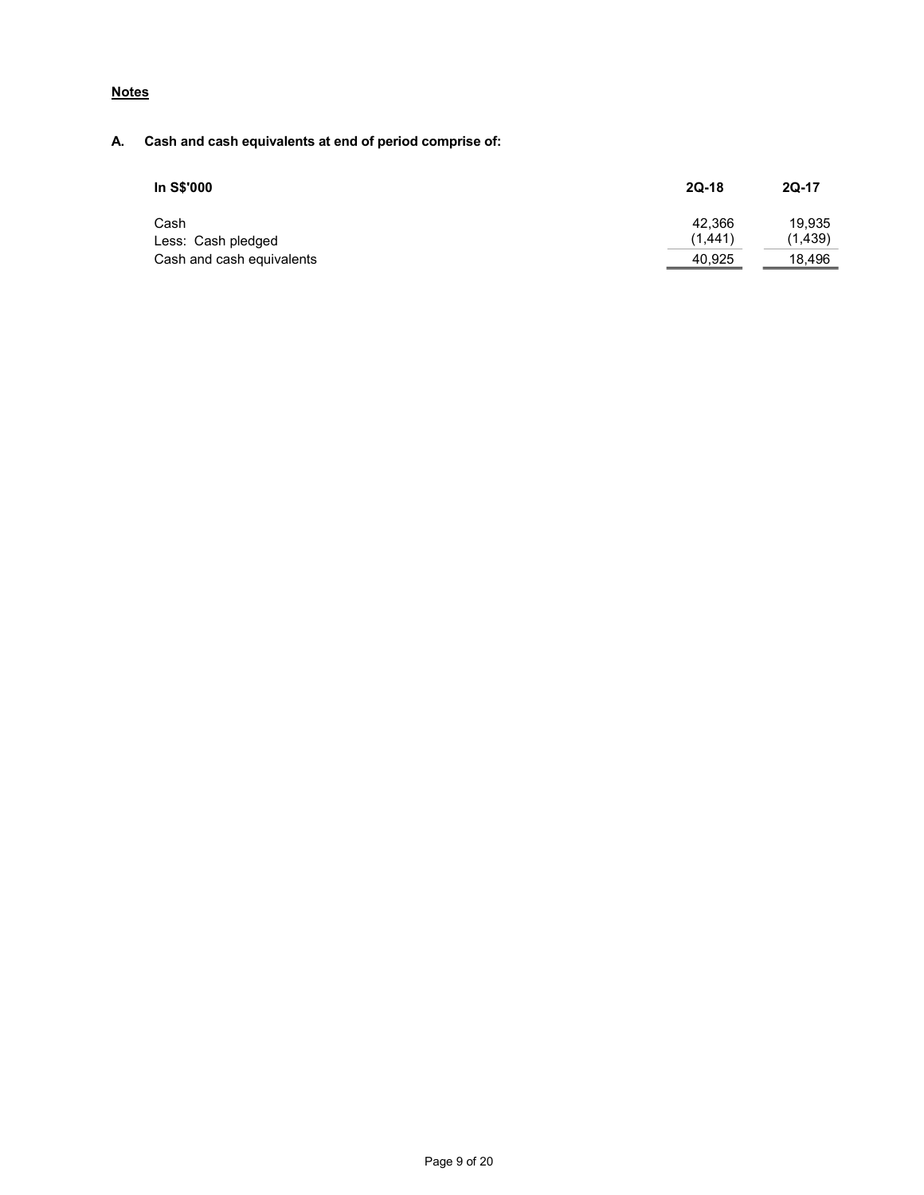**Notes**

**A. Cash and cash equivalents at end of period comprise of:**

| In S$'000 | 2Q-18 | 2Q-17 |
| --- | --- | --- |
| Cash | 42,366 | 19,935 |
| Less: Cash pledged | (1,441) | (1,439) |
| Cash and cash equivalents | 40,925 | 18,496 |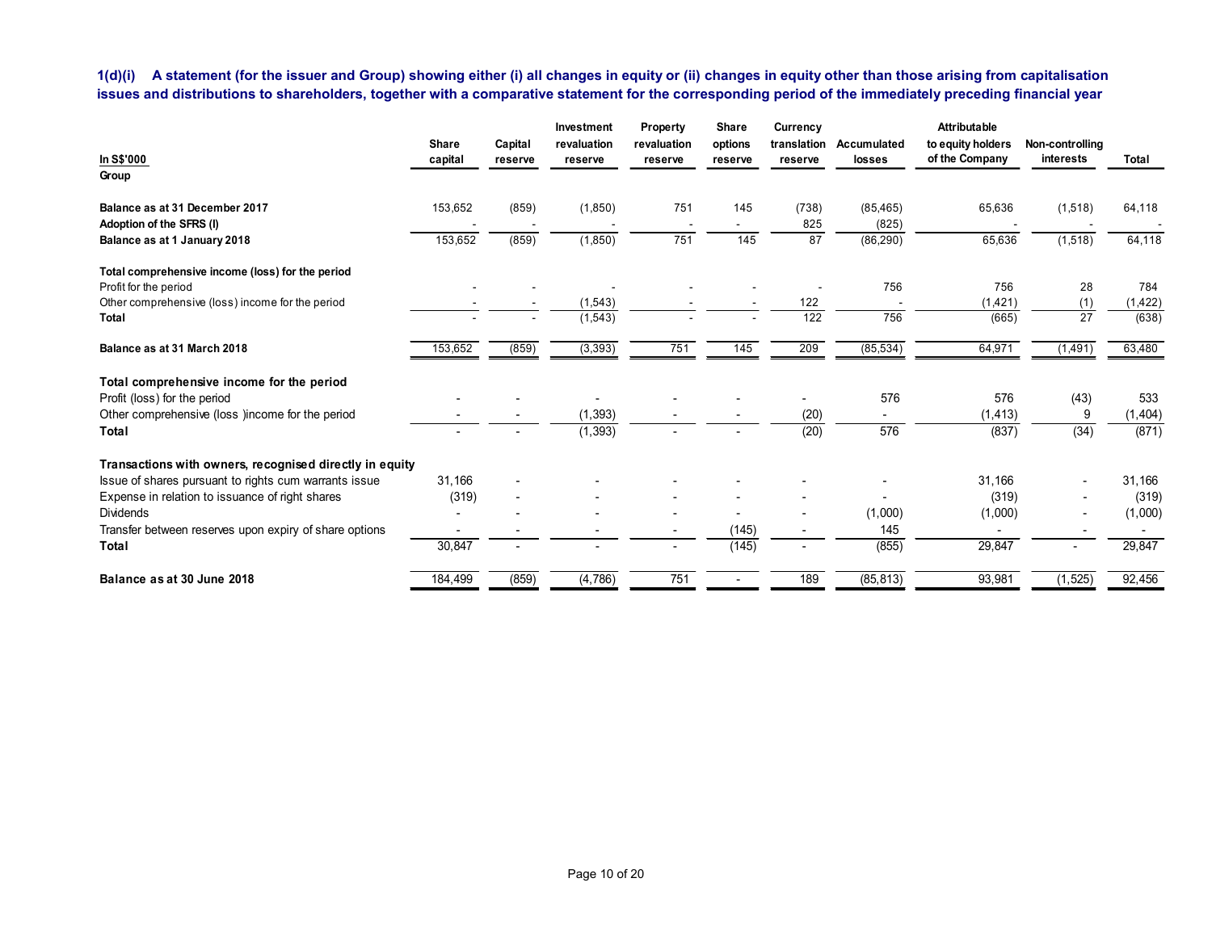**1(d)(i) A statement (for the issuer and Group) showing either (i) all changes in equity or (ii) changes in equity other than those arising from capitalisation issues and distributions to shareholders, together with a comparative statement for the corresponding period of the immediately preceding financial year**

| In S$'000 | Share capital | Capital reserve | Investment revaluation reserve | Property revaluation reserve | Share options reserve | Currency translation reserve | Accumulated losses | Attributable to equity holders of the Company | Non-controlling interests | Total |
|---|---|---|---|---|---|---|---|---|---|---|
| **Group** | | | | | | | | | | |
| **Balance as at 31 December 2017** | 153,652 | (859) | (1,850) | 751 | 145 | (738) | (85,465) | 65,636 | (1,518) | 64,118 |
| **Adoption of the SFRS (I)** | - | - | - | - | - | 825 | (825) | - | - | - |
| **Balance as at 1 January 2018** | 153,652 | (859) | (1,850) | 751 | 145 | 87 | (86,290) | 65,636 | (1,518) | 64,118 |
| **Total comprehensive income (loss) for the period** | | | | | | | | | | |
| Profit for the period | - | - | - | - | - | - | 756 | 756 | 28 | 784 |
| Other comprehensive (loss) income for the period | - | - | (1,543) | - | - | 122 | - | (1,421) | (1) | (1,422) |
| **Total** | - | - | (1,543) | - | - | 122 | 756 | (665) | 27 | (638) |
| **Balance as at 31 March 2018** | 153,652 | (859) | (3,393) | 751 | 145 | 209 | (85,534) | 64,971 | (1,491) | 63,480 |
| **Total comprehensive income for the period** | | | | | | | | | | |
| Profit (loss) for the period | - | - | - | - | - | - | 576 | 576 | (43) | 533 |
| Other comprehensive (loss )income for the period | - | - | (1,393) | - | - | (20) | - | (1,413) | 9 | (1,404) |
| **Total** | - | - | (1,393) | - | - | (20) | 576 | (837) | (34) | (871) |
| **Transactions with owners, recognised directly in equity** | | | | | | | | | | |
| Issue of shares pursuant to rights cum warrants issue | 31,166 | - | - | - | - | - | - | 31,166 | - | 31,166 |
| Expense in relation to issuance of right shares | (319) | - | - | - | - | - | - | (319) | - | (319) |
| Dividends | - | - | - | - | - | - | (1,000) | (1,000) | - | (1,000) |
| Transfer between reserves upon expiry of share options | - | - | - | - | (145) | - | 145 | - | - | - |
| **Total** | 30,847 | - | - | - | (145) | - | (855) | 29,847 | - | 29,847 |
| **Balance as at 30 June 2018** | 184,499 | (859) | (4,786) | 751 | - | 189 | (85,813) | 93,981 | (1,525) | 92,456 |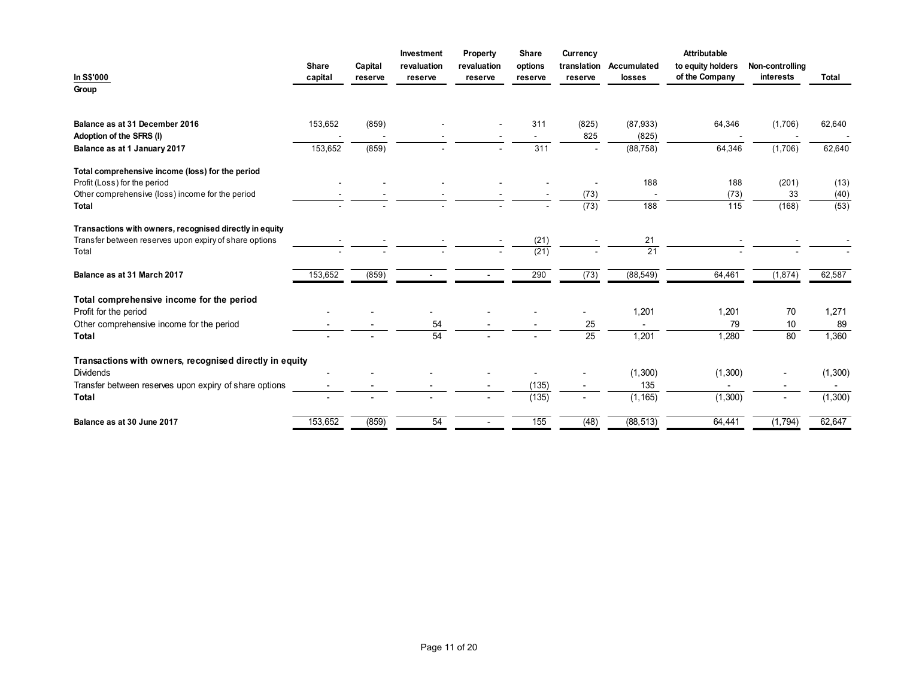| In S$'000 | Share capital | Capital reserve | Investment revaluation reserve | Property revaluation reserve | Share options reserve | Currency translation reserve | Accumulated losses | Attributable to equity holders of the Company | Non-controlling interests | Total |
|---|---|---|---|---|---|---|---|---|---|---|
| **Group** | | | | | | | | | | |
| **Balance as at 31 December 2016** | 153,652 | (859) | - | - | 311 | (825) | (87,933) | 64,346 | (1,706) | 62,640 |
| **Adoption of the SFRS (I)** | - | - | - | - | - | 825 | (825) | - | - | - |
| **Balance as at 1 January 2017** | 153,652 | (859) | - | - | 311 | - | (88,758) | 64,346 | (1,706) | 62,640 |
| **Total comprehensive income (loss) for the period** | | | | | | | | | | |
| Profit (Loss) for the period | - | - | - | - | - | - | 188 | 188 | (201) | (13) |
| Other comprehensive (loss) income for the period | - | - | - | - | - | (73) | - | (73) | 33 | (40) |
| **Total** | - | - | - | - | - | (73) | 188 | 115 | (168) | (53) |
| **Transactions with owners, recognised directly in equity** | | | | | | | | | | |
| Transfer between reserves upon expiry of share options | - | - | - | - | (21) | - | 21 | - | - | - |
| Total | - | - | - | - | (21) | - | 21 | - | - | - |
| **Balance as at 31 March 2017** | 153,652 | (859) | - | - | 290 | (73) | (88,549) | 64,461 | (1,874) | 62,587 |
| **Total comprehensive income for the period** | | | | | | | | | | |
| Profit for the period | - | - | - | - | - | - | 1,201 | 1,201 | 70 | 1,271 |
| Other comprehensive income for the period | - | - | 54 | - | - | 25 | - | 79 | 10 | 89 |
| **Total** | - | - | 54 | - | - | 25 | 1,201 | 1,280 | 80 | 1,360 |
| **Transactions with owners, recognised directly in equity** | | | | | | | | | | |
| Dividends | - | - | - | - | - | - | (1,300) | (1,300) | - | (1,300) |
| Transfer between reserves upon expiry of share options | - | - | - | - | (135) | - | 135 | - | - | - |
| **Total** | - | - | - | - | (135) | - | (1,165) | (1,300) | - | (1,300) |
| **Balance as at 30 June 2017** | 153,652 | (859) | 54 | - | 155 | (48) | (88,513) | 64,441 | (1,794) | 62,647 |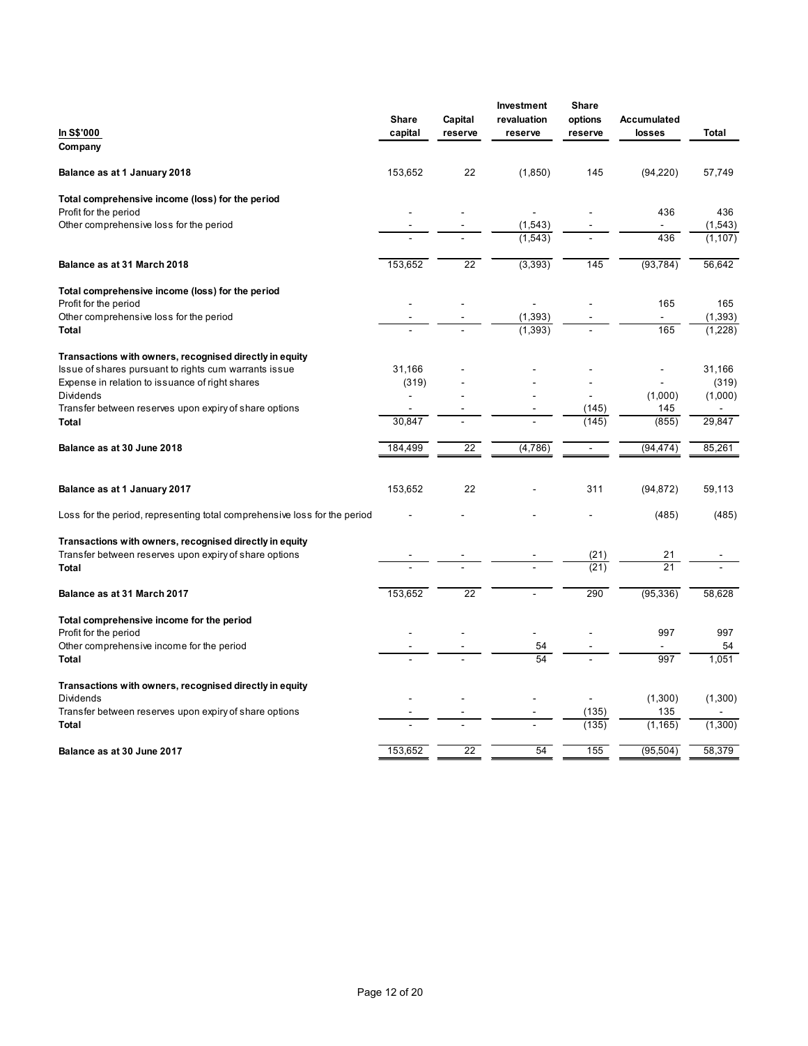| In S$'000 | Share capital | Capital reserve | Investment revaluation reserve | Share options reserve | Accumulated losses | Total |
|---|---|---|---|---|---|---|
| **Company** | | | | | | |
| **Balance as at 1 January 2018** | 153,652 | 22 | (1,850) | 145 | (94,220) | 57,749 |
| **Total comprehensive income (loss) for the period** | | | | | | |
| Profit for the period | - | - | - | - | 436 | 436 |
| Other comprehensive loss for the period | - | - | (1,543) | - | - | (1,543) |
| | - | - | (1,543) | - | 436 | (1,107) |
| **Balance as at 31 March 2018** | 153,652 | 22 | (3,393) | 145 | (93,784) | 56,642 |
| **Total comprehensive income (loss) for the period** | | | | | | |
| Profit for the period | - | - | - | - | 165 | 165 |
| Other comprehensive loss for the period | - | - | (1,393) | - | - | (1,393) |
| **Total** | - | - | (1,393) | - | 165 | (1,228) |
| **Transactions with owners, recognised directly in equity** | | | | | | |
| Issue of shares pursuant to rights cum warrants issue | 31,166 | - | - | - | - | 31,166 |
| Expense in relation to issuance of right shares | (319) | - | - | - | - | (319) |
| Dividends | - | - | - | - | (1,000) | (1,000) |
| Transfer between reserves upon expiry of share options | - | - | - | (145) | 145 | - |
| **Total** | 30,847 | - | - | (145) | (855) | 29,847 |
| **Balance as at 30 June 2018** | 184,499 | 22 | (4,786) | - | (94,474) | 85,261 |
| | | | | | | |
| **Balance as at 1 January 2017** | 153,652 | 22 | - | 311 | (94,872) | 59,113 |
| Loss for the period, representing total comprehensive loss for the period | - | - | - | - | (485) | (485) |
| **Transactions with owners, recognised directly in equity** | | | | | | |
| Transfer between reserves upon expiry of share options | - | - | - | (21) | 21 | - |
| **Total** | - | - | - | (21) | 21 | - |
| **Balance as at 31 March 2017** | 153,652 | 22 | - | 290 | (95,336) | 58,628 |
| **Total comprehensive income for the period** | | | | | | |
| Profit for the period | - | - | - | - | 997 | 997 |
| Other comprehensive income for the period | - | - | 54 | - | - | 54 |
| **Total** | - | - | 54 | - | 997 | 1,051 |
| **Transactions with owners, recognised directly in equity** | | | | | | |
| Dividends | - | - | - | - | (1,300) | (1,300) |
| Transfer between reserves upon expiry of share options | - | - | - | (135) | 135 | - |
| **Total** | - | - | - | (135) | (1,165) | (1,300) |
| **Balance as at 30 June 2017** | 153,652 | 22 | 54 | 155 | (95,504) | 58,379 |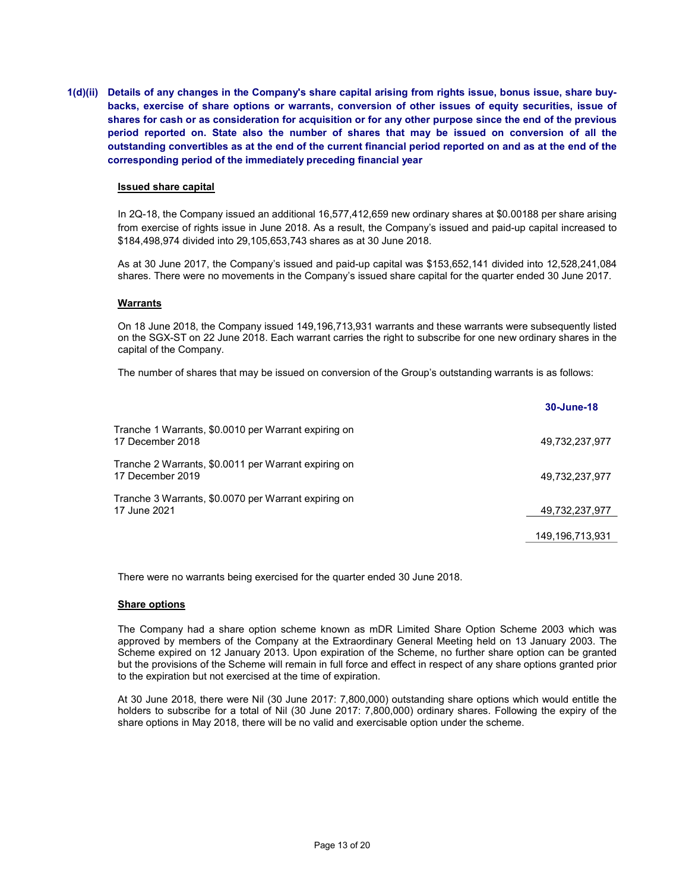**1(d)(ii) Details of any changes in the Company's share capital arising from rights issue, bonus issue, share buy-backs, exercise of share options or warrants, conversion of other issues of equity securities, issue of shares for cash or as consideration for acquisition or for any other purpose since the end of the previous period reported on. State also the number of shares that may be issued on conversion of all the outstanding convertibles as at the end of the current financial period reported on and as at the end of the corresponding period of the immediately preceding financial year**

**Issued share capital**

In 2Q-18, the Company issued an additional 16,577,412,659 new ordinary shares at $0.00188 per share arising from exercise of rights issue in June 2018. As a result, the Company's issued and paid-up capital increased to $184,498,974 divided into 29,105,653,743 shares as at 30 June 2018.

As at 30 June 2017, the Company's issued and paid-up capital was $153,652,141 divided into 12,528,241,084 shares. There were no movements in the Company's issued share capital for the quarter ended 30 June 2017.

**Warrants**

On 18 June 2018, the Company issued 149,196,713,931 warrants and these warrants were subsequently listed on the SGX-ST on 22 June 2018. Each warrant carries the right to subscribe for one new ordinary shares in the capital of the Company.

The number of shares that may be issued on conversion of the Group's outstanding warrants is as follows:

| | 30-June-18 |
|---|---|
| Tranche 1 Warrants, $0.0010 per Warrant expiring on 17 December 2018 | 49,732,237,977 |
| Tranche 2 Warrants, $0.0011 per Warrant expiring on 17 December 2019 | 49,732,237,977 |
| Tranche 3 Warrants, $0.0070 per Warrant expiring on 17 June 2021 | 49,732,237,977 |
| | 149,196,713,931 |

There were no warrants being exercised for the quarter ended 30 June 2018.

**Share options**

The Company had a share option scheme known as mDR Limited Share Option Scheme 2003 which was approved by members of the Company at the Extraordinary General Meeting held on 13 January 2003. The Scheme expired on 12 January 2013. Upon expiration of the Scheme, no further share option can be granted but the provisions of the Scheme will remain in full force and effect in respect of any share options granted prior to the expiration but not exercised at the time of expiration.

At 30 June 2018, there were Nil (30 June 2017: 7,800,000) outstanding share options which would entitle the holders to subscribe for a total of Nil (30 June 2017: 7,800,000) ordinary shares. Following the expiry of the share options in May 2018, there will be no valid and exercisable option under the scheme.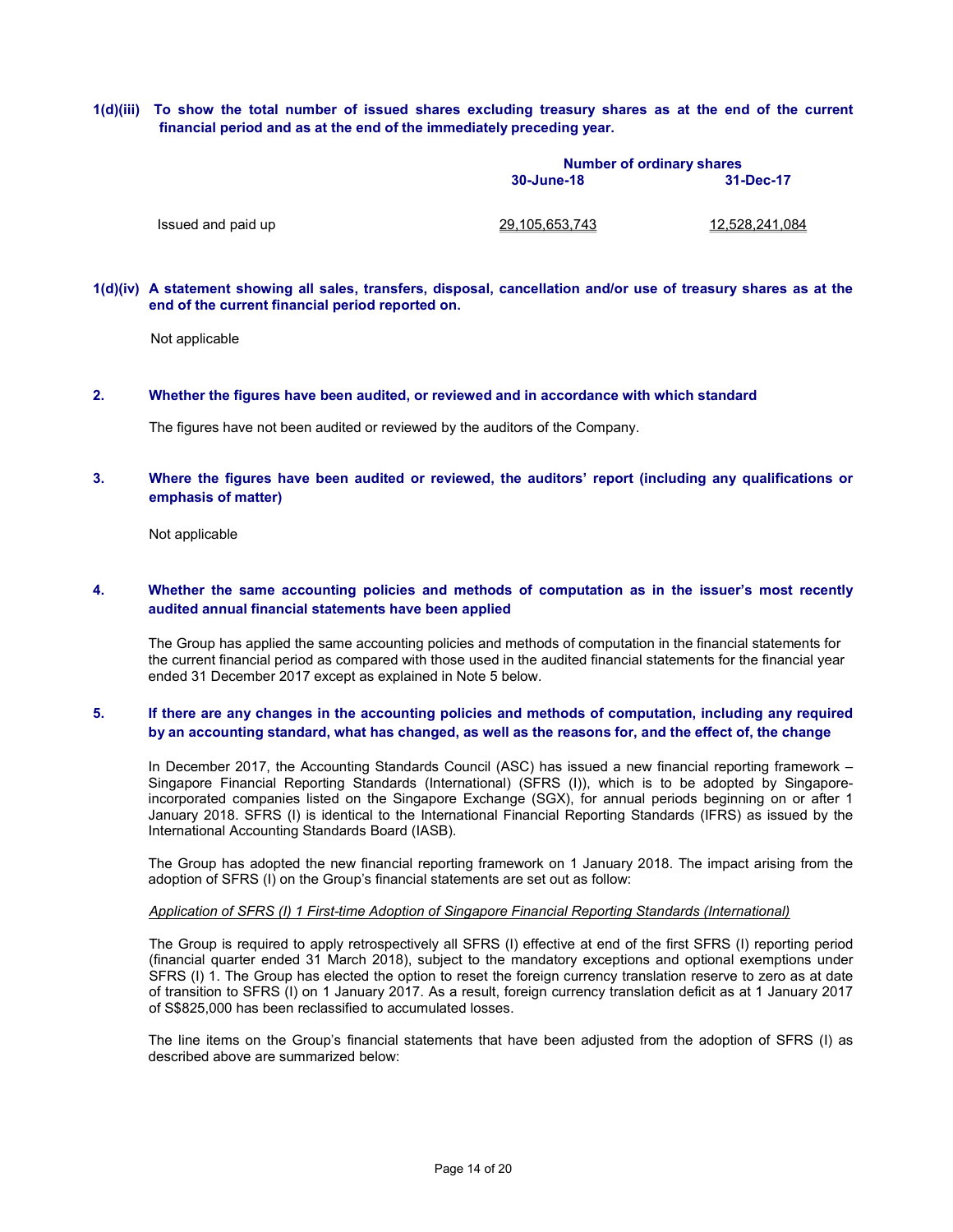**1(d)(iii) To show the total number of issued shares excluding treasury shares as at the end of the current financial period and as at the end of the immediately preceding year.**

| | Number of ordinary shares | |
|---|---|---|
| | **30-June-18** | **31-Dec-17** |
| Issued and paid up | 29,105,653,743 | 12,528,241,084 |

**1(d)(iv) A statement showing all sales, transfers, disposal, cancellation and/or use of treasury shares as at the end of the current financial period reported on.**

Not applicable

**2. Whether the figures have been audited, or reviewed and in accordance with which standard**

The figures have not been audited or reviewed by the auditors of the Company.

**3. Where the figures have been audited or reviewed, the auditors' report (including any qualifications or emphasis of matter)**

Not applicable

**4. Whether the same accounting policies and methods of computation as in the issuer's most recently audited annual financial statements have been applied**

The Group has applied the same accounting policies and methods of computation in the financial statements for the current financial period as compared with those used in the audited financial statements for the financial year ended 31 December 2017 except as explained in Note 5 below.

**5. If there are any changes in the accounting policies and methods of computation, including any required by an accounting standard, what has changed, as well as the reasons for, and the effect of, the change**

In December 2017, the Accounting Standards Council (ASC) has issued a new financial reporting framework – Singapore Financial Reporting Standards (International) (SFRS (I)), which is to be adopted by Singapore-incorporated companies listed on the Singapore Exchange (SGX), for annual periods beginning on or after 1 January 2018. SFRS (I) is identical to the International Financial Reporting Standards (IFRS) as issued by the International Accounting Standards Board (IASB).

The Group has adopted the new financial reporting framework on 1 January 2018. The impact arising from the adoption of SFRS (I) on the Group's financial statements are set out as follow:

*Application of SFRS (I) 1 First-time Adoption of Singapore Financial Reporting Standards (International)*

The Group is required to apply retrospectively all SFRS (I) effective at end of the first SFRS (I) reporting period (financial quarter ended 31 March 2018), subject to the mandatory exceptions and optional exemptions under SFRS (I) 1. The Group has elected the option to reset the foreign currency translation reserve to zero as at date of transition to SFRS (I) on 1 January 2017. As a result, foreign currency translation deficit as at 1 January 2017 of S$825,000 has been reclassified to accumulated losses.

The line items on the Group's financial statements that have been adjusted from the adoption of SFRS (I) as described above are summarized below: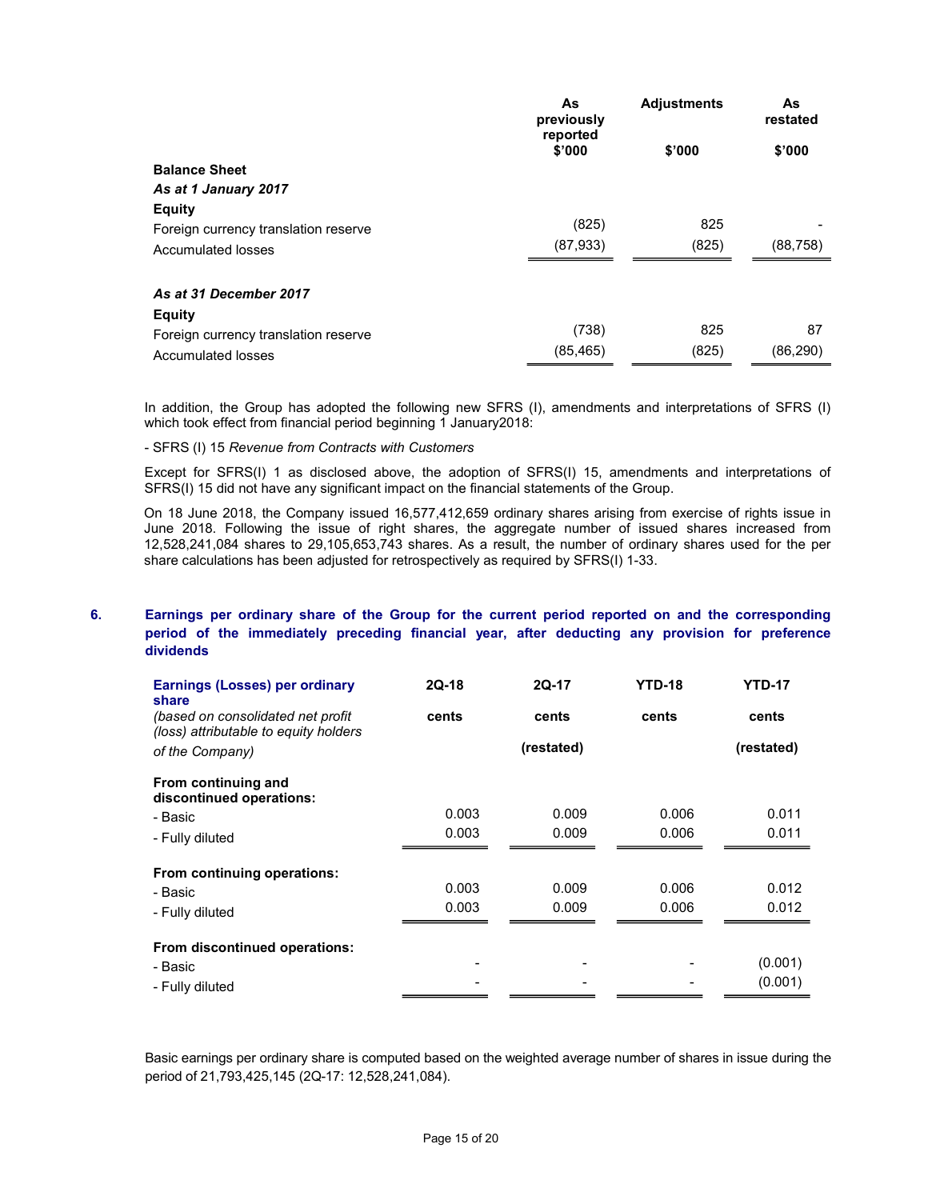| | As previously reported | Adjustments | As restated |
|---|---|---|---|
| | $'000 | $'000 | $'000 |
| **Balance Sheet** | | | |
| ***As at 1 January 2017*** | | | |
| **Equity** | | | |
| Foreign currency translation reserve | (825) | 825 | - |
| Accumulated losses | (87,933) | (825) | (88,758) |
| ***As at 31 December 2017*** | | | |
| **Equity** | | | |
| Foreign currency translation reserve | (738) | 825 | 87 |
| Accumulated losses | (85,465) | (825) | (86,290) |

In addition, the Group has adopted the following new SFRS (I), amendments and interpretations of SFRS (I) which took effect from financial period beginning 1 January2018:

- SFRS (I) 15 *Revenue from Contracts with Customers*

Except for SFRS(I) 1 as disclosed above, the adoption of SFRS(I) 15, amendments and interpretations of SFRS(I) 15 did not have any significant impact on the financial statements of the Group.

On 18 June 2018, the Company issued 16,577,412,659 ordinary shares arising from exercise of rights issue in June 2018. Following the issue of right shares, the aggregate number of issued shares increased from 12,528,241,084 shares to 29,105,653,743 shares. As a result, the number of ordinary shares used for the per share calculations has been adjusted for retrospectively as required by SFRS(I) 1-33.

## 6. Earnings per ordinary share of the Group for the current period reported on and the corresponding period of the immediately preceding financial year, after deducting any provision for preference dividends

| **Earnings (Losses) per ordinary share** *(based on consolidated net profit (loss) attributable to equity holders of the Company)* | 2Q-18 | 2Q-17 | YTD-18 | YTD-17 |
|---|---|---|---|---|
| | cents | cents (restated) | cents | cents (restated) |
| **From continuing and discontinued operations:** | | | | |
| - Basic | 0.003 | 0.009 | 0.006 | 0.011 |
| - Fully diluted | 0.003 | 0.009 | 0.006 | 0.011 |
| **From continuing operations:** | | | | |
| - Basic | 0.003 | 0.009 | 0.006 | 0.012 |
| - Fully diluted | 0.003 | 0.009 | 0.006 | 0.012 |
| **From discontinued operations:** | | | | |
| - Basic | - | - | - | (0.001) |
| - Fully diluted | - | - | - | (0.001) |

Basic earnings per ordinary share is computed based on the weighted average number of shares in issue during the period of 21,793,425,145 (2Q-17: 12,528,241,084).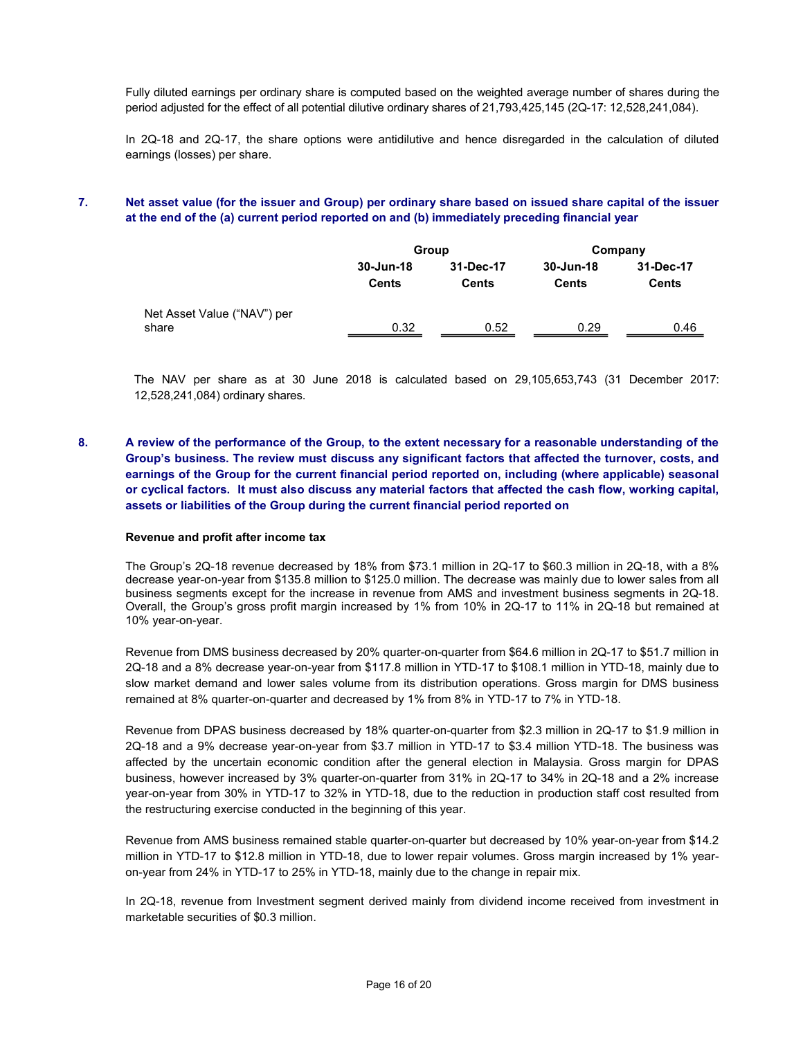Fully diluted earnings per ordinary share is computed based on the weighted average number of shares during the period adjusted for the effect of all potential dilutive ordinary shares of 21,793,425,145 (2Q-17: 12,528,241,084).

In 2Q-18 and 2Q-17, the share options were antidilutive and hence disregarded in the calculation of diluted earnings (losses) per share.

## 7. Net asset value (for the issuer and Group) per ordinary share based on issued share capital of the issuer at the end of the (a) current period reported on and (b) immediately preceding financial year

| | Group | | Company | |
|---|---|---|---|---|
| | 30-Jun-18 | 31-Dec-17 | 30-Jun-18 | 31-Dec-17 |
| | Cents | Cents | Cents | Cents |
| Net Asset Value ("NAV") per share | 0.32 | 0.52 | 0.29 | 0.46 |

The NAV per share as at 30 June 2018 is calculated based on 29,105,653,743 (31 December 2017: 12,528,241,084) ordinary shares.

## 8. A review of the performance of the Group, to the extent necessary for a reasonable understanding of the Group's business. The review must discuss any significant factors that affected the turnover, costs, and earnings of the Group for the current financial period reported on, including (where applicable) seasonal or cyclical factors. It must also discuss any material factors that affected the cash flow, working capital, assets or liabilities of the Group during the current financial period reported on

**Revenue and profit after income tax**

The Group's 2Q-18 revenue decreased by 18% from $73.1 million in 2Q-17 to $60.3 million in 2Q-18, with a 8% decrease year-on-year from $135.8 million to $125.0 million. The decrease was mainly due to lower sales from all business segments except for the increase in revenue from AMS and investment business segments in 2Q-18. Overall, the Group's gross profit margin increased by 1% from 10% in 2Q-17 to 11% in 2Q-18 but remained at 10% year-on-year.

Revenue from DMS business decreased by 20% quarter-on-quarter from $64.6 million in 2Q-17 to $51.7 million in 2Q-18 and a 8% decrease year-on-year from $117.8 million in YTD-17 to $108.1 million in YTD-18, mainly due to slow market demand and lower sales volume from its distribution operations. Gross margin for DMS business remained at 8% quarter-on-quarter and decreased by 1% from 8% in YTD-17 to 7% in YTD-18.

Revenue from DPAS business decreased by 18% quarter-on-quarter from $2.3 million in 2Q-17 to $1.9 million in 2Q-18 and a 9% decrease year-on-year from $3.7 million in YTD-17 to $3.4 million YTD-18. The business was affected by the uncertain economic condition after the general election in Malaysia. Gross margin for DPAS business, however increased by 3% quarter-on-quarter from 31% in 2Q-17 to 34% in 2Q-18 and a 2% increase year-on-year from 30% in YTD-17 to 32% in YTD-18, due to the reduction in production staff cost resulted from the restructuring exercise conducted in the beginning of this year.

Revenue from AMS business remained stable quarter-on-quarter but decreased by 10% year-on-year from $14.2 million in YTD-17 to $12.8 million in YTD-18, due to lower repair volumes. Gross margin increased by 1% year-on-year from 24% in YTD-17 to 25% in YTD-18, mainly due to the change in repair mix.

In 2Q-18, revenue from Investment segment derived mainly from dividend income received from investment in marketable securities of $0.3 million.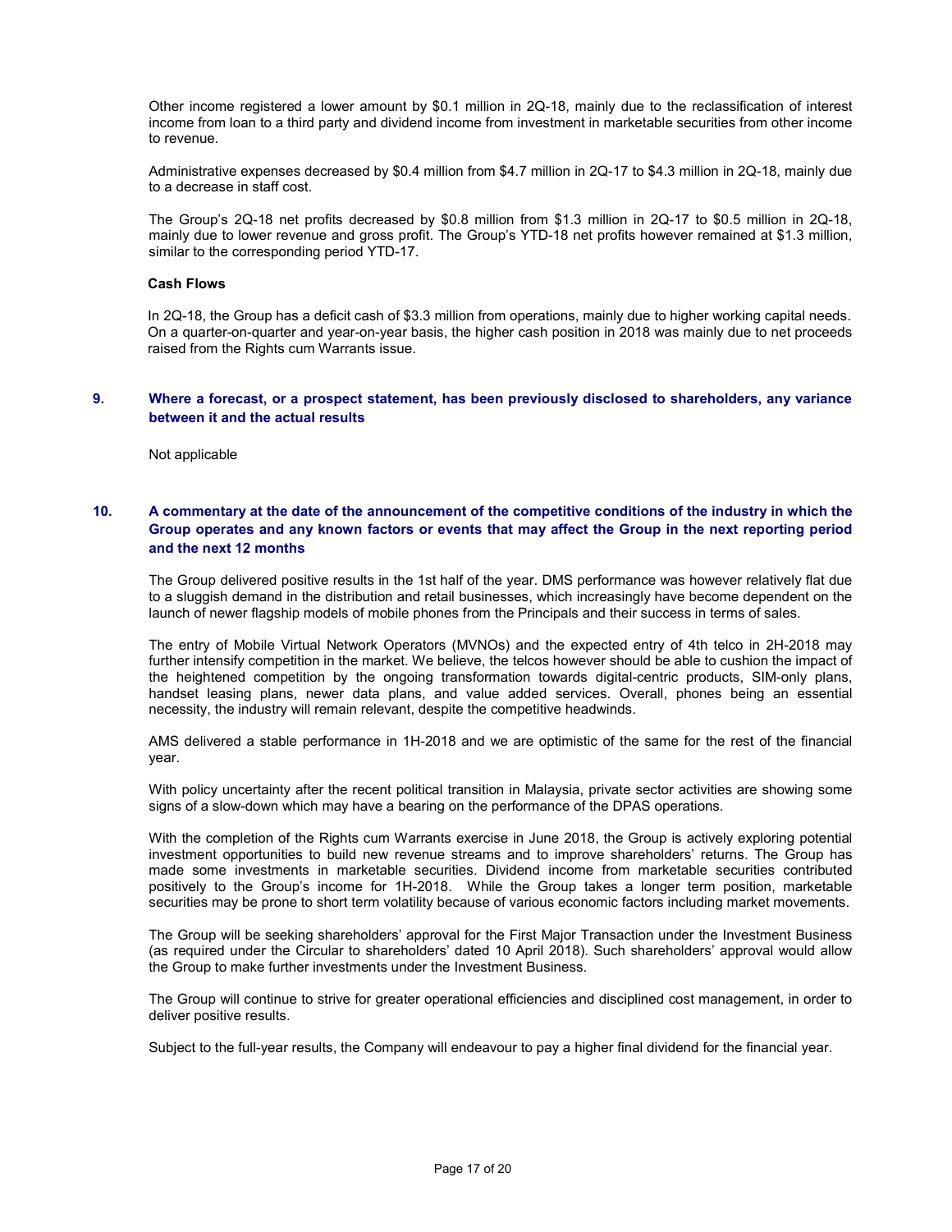Other income registered a lower amount by $0.1 million in 2Q-18, mainly due to the reclassification of interest income from loan to a third party and dividend income from investment in marketable securities from other income to revenue.

Administrative expenses decreased by $0.4 million from $4.7 million in 2Q-17 to $4.3 million in 2Q-18, mainly due to a decrease in staff cost.

The Group's 2Q-18 net profits decreased by $0.8 million from $1.3 million in 2Q-17 to $0.5 million in 2Q-18, mainly due to lower revenue and gross profit. The Group's YTD-18 net profits however remained at $1.3 million, similar to the corresponding period YTD-17.

**Cash Flows**

In 2Q-18, the Group has a deficit cash of $3.3 million from operations, mainly due to higher working capital needs. On a quarter-on-quarter and year-on-year basis, the higher cash position in 2018 was mainly due to net proceeds raised from the Rights cum Warrants issue.

## 9. Where a forecast, or a prospect statement, has been previously disclosed to shareholders, any variance between it and the actual results

Not applicable

## 10. A commentary at the date of the announcement of the competitive conditions of the industry in which the Group operates and any known factors or events that may affect the Group in the next reporting period and the next 12 months

The Group delivered positive results in the 1st half of the year. DMS performance was however relatively flat due to a sluggish demand in the distribution and retail businesses, which increasingly have become dependent on the launch of newer flagship models of mobile phones from the Principals and their success in terms of sales.

The entry of Mobile Virtual Network Operators (MVNOs) and the expected entry of 4th telco in 2H-2018 may further intensify competition in the market. We believe, the telcos however should be able to cushion the impact of the heightened competition by the ongoing transformation towards digital-centric products, SIM-only plans, handset leasing plans, newer data plans, and value added services. Overall, phones being an essential necessity, the industry will remain relevant, despite the competitive headwinds.

AMS delivered a stable performance in 1H-2018 and we are optimistic of the same for the rest of the financial year.

With policy uncertainty after the recent political transition in Malaysia, private sector activities are showing some signs of a slow-down which may have a bearing on the performance of the DPAS operations.

With the completion of the Rights cum Warrants exercise in June 2018, the Group is actively exploring potential investment opportunities to build new revenue streams and to improve shareholders' returns. The Group has made some investments in marketable securities. Dividend income from marketable securities contributed positively to the Group's income for 1H-2018. While the Group takes a longer term position, marketable securities may be prone to short term volatility because of various economic factors including market movements.

The Group will be seeking shareholders' approval for the First Major Transaction under the Investment Business (as required under the Circular to shareholders' dated 10 April 2018). Such shareholders' approval would allow the Group to make further investments under the Investment Business.

The Group will continue to strive for greater operational efficiencies and disciplined cost management, in order to deliver positive results.

Subject to the full-year results, the Company will endeavour to pay a higher final dividend for the financial year.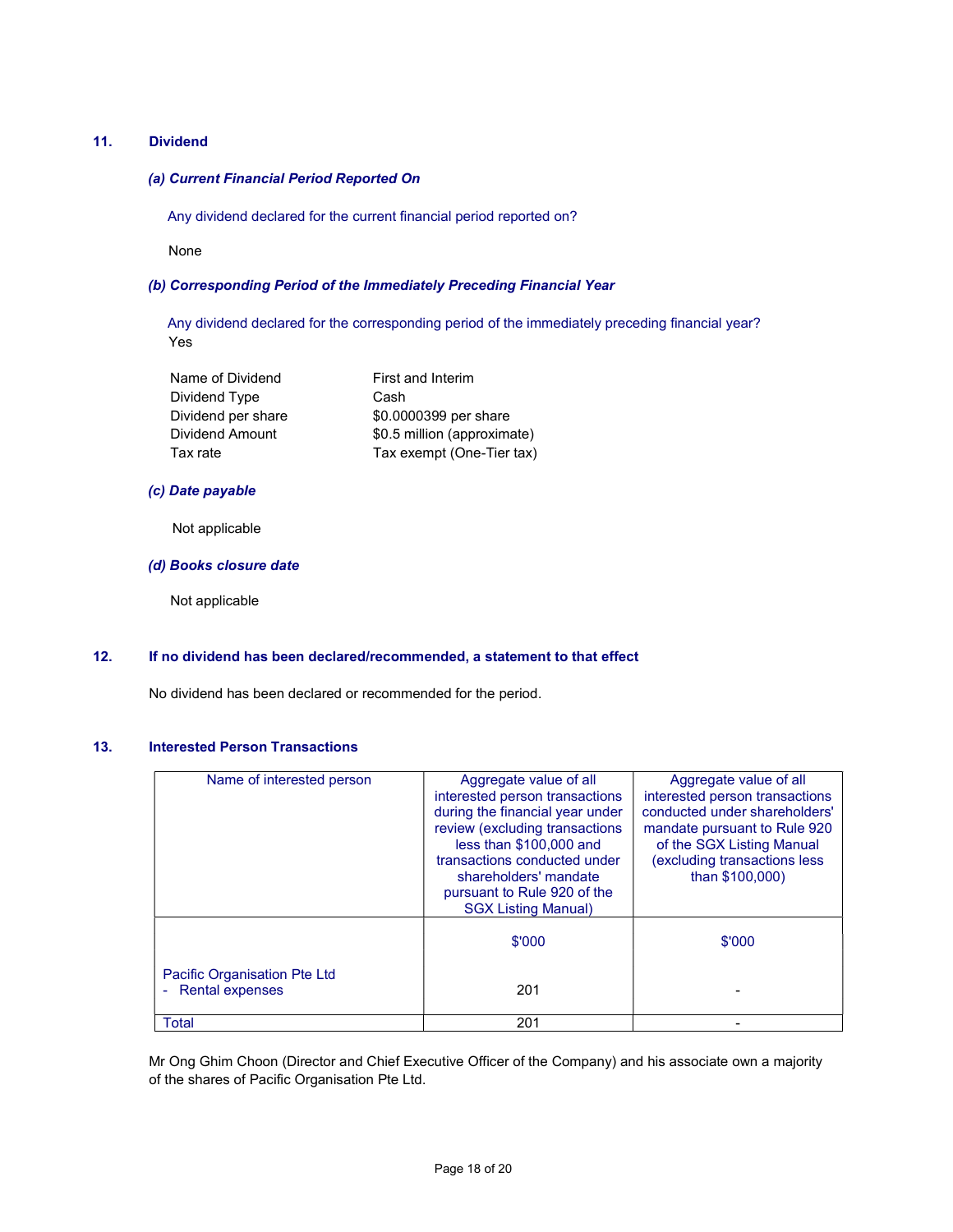## 11. Dividend

### *(a) Current Financial Period Reported On*

Any dividend declared for the current financial period reported on?

None

### *(b) Corresponding Period of the Immediately Preceding Financial Year*

Any dividend declared for the corresponding period of the immediately preceding financial year?
Yes

| | |
|---|---|
| Name of Dividend | First and Interim |
| Dividend Type | Cash |
| Dividend per share | $0.0000399 per share |
| Dividend Amount | $0.5 million (approximate) |
| Tax rate | Tax exempt (One-Tier tax) |

### *(c) Date payable*

Not applicable

### *(d) Books closure date*

Not applicable

## 12. If no dividend has been declared/recommended, a statement to that effect

No dividend has been declared or recommended for the period.

## 13. Interested Person Transactions

| Name of interested person | Aggregate value of all interested person transactions during the financial year under review (excluding transactions less than $100,000 and transactions conducted under shareholders' mandate pursuant to Rule 920 of the SGX Listing Manual) | Aggregate value of all interested person transactions conducted under shareholders' mandate pursuant to Rule 920 of the SGX Listing Manual (excluding transactions less than $100,000) |
|---|---|---|
| | $'000 | $'000 |
| Pacific Organisation Pte Ltd<br>- Rental expenses | 201 | - |
| Total | 201 | - |

Mr Ong Ghim Choon (Director and Chief Executive Officer of the Company) and his associate own a majority of the shares of Pacific Organisation Pte Ltd.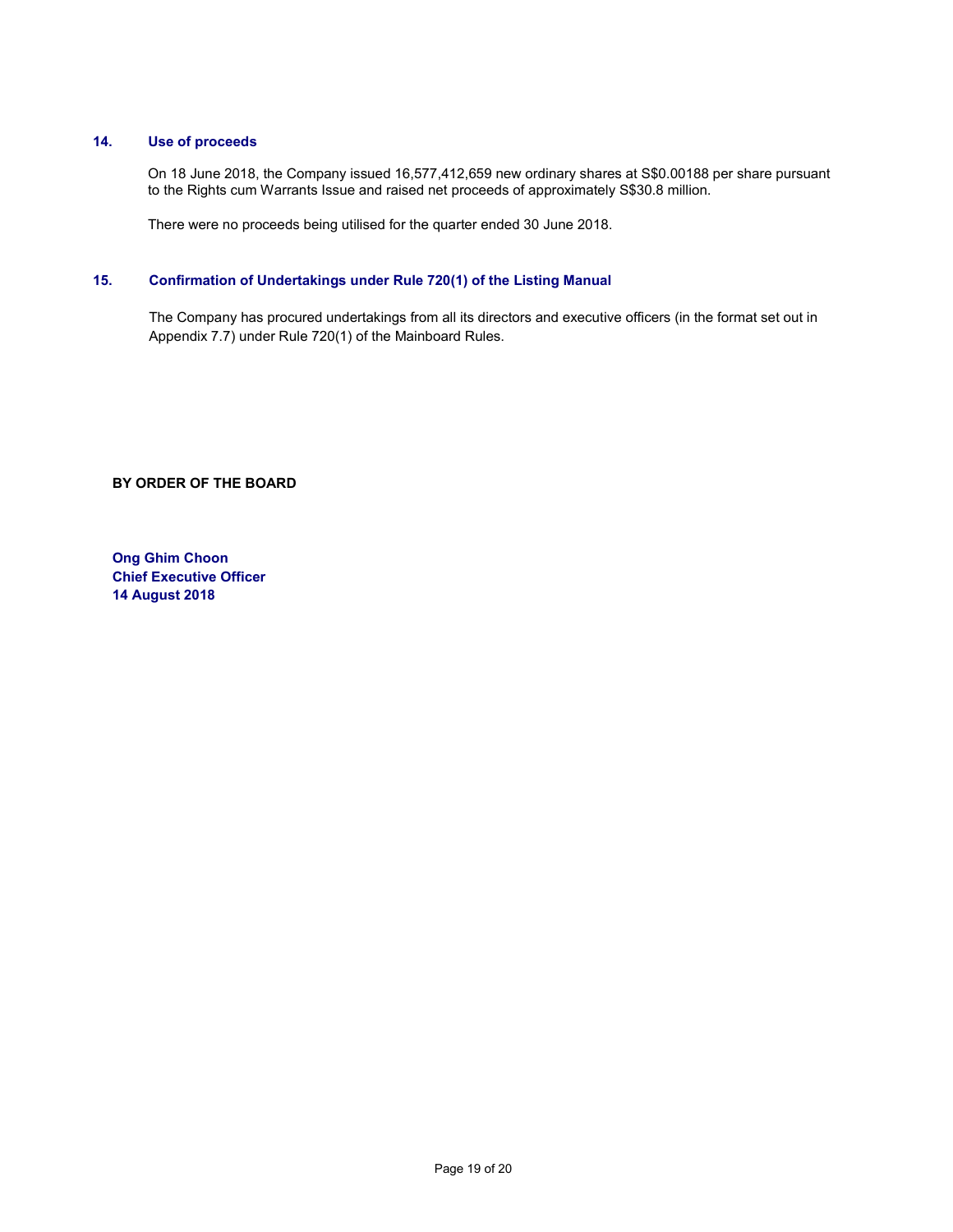## 14. Use of proceeds

On 18 June 2018, the Company issued 16,577,412,659 new ordinary shares at S$0.00188 per share pursuant to the Rights cum Warrants Issue and raised net proceeds of approximately S$30.8 million.

There were no proceeds being utilised for the quarter ended 30 June 2018.

## 15. Confirmation of Undertakings under Rule 720(1) of the Listing Manual

The Company has procured undertakings from all its directors and executive officers (in the format set out in Appendix 7.7) under Rule 720(1) of the Mainboard Rules.

**BY ORDER OF THE BOARD**

**Ong Ghim Choon**
**Chief Executive Officer**
**14 August 2018**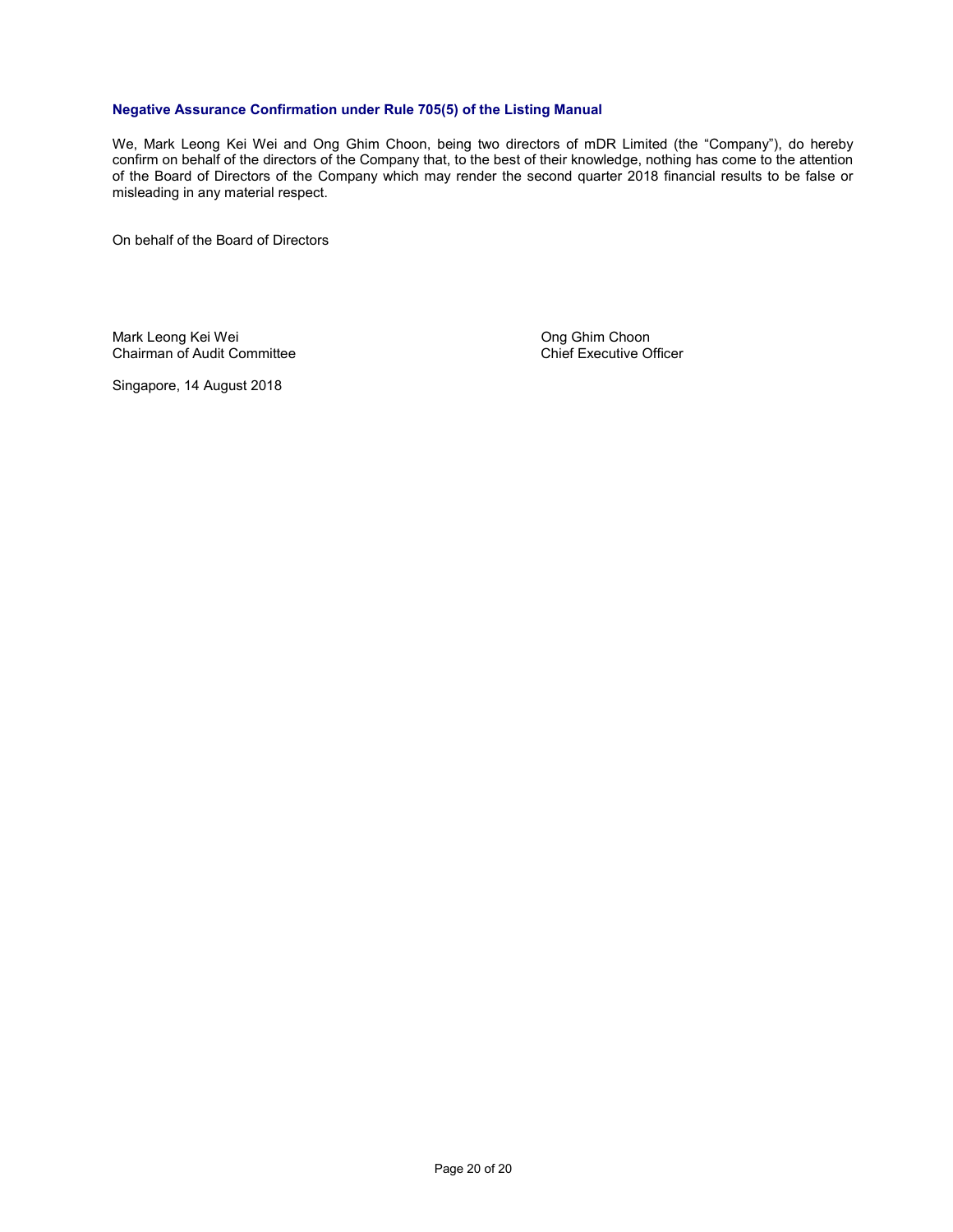**Negative Assurance Confirmation under Rule 705(5) of the Listing Manual**

We, Mark Leong Kei Wei and Ong Ghim Choon, being two directors of mDR Limited (the "Company"), do hereby confirm on behalf of the directors of the Company that, to the best of their knowledge, nothing has come to the attention of the Board of Directors of the Company which may render the second quarter 2018 financial results to be false or misleading in any material respect.

On behalf of the Board of Directors

Mark Leong Kei Wei
Chairman of Audit Committee

Ong Ghim Choon
Chief Executive Officer

Singapore, 14 August 2018